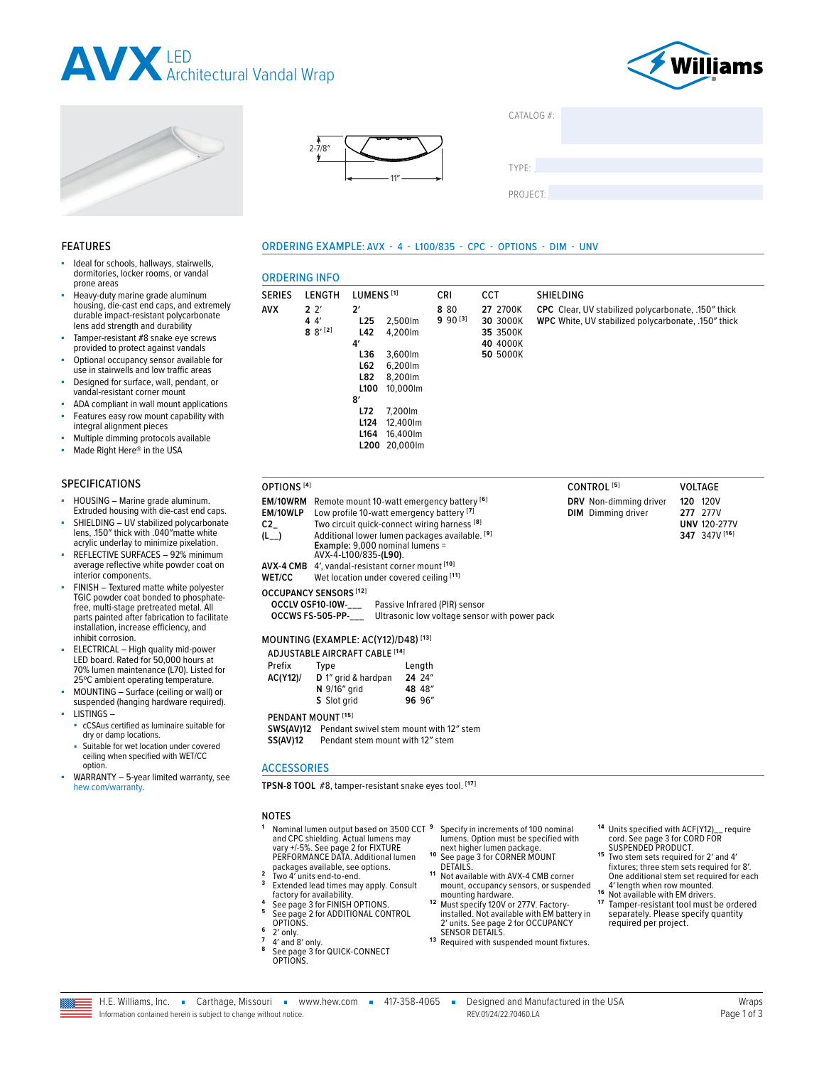# AVX LED Architectural Vandal Wrap

2-7/8″

11″

CATALOG #:

TYPE:

PROJECT:

## FEATURES

- Ideal for schools, hallways, stairwells, dormitories, locker rooms, or vandal prone areas
- Heavy-duty marine grade aluminum housing, die-cast end caps, and extremely durable impact-resistant polycarbonate lens add strength and durability
- Tamper-resistant #8 snake eye screws provided to protect against vandals
- Optional occupancy sensor available for use in stairwells and low traffic areas
- Designed for surface, wall, pendant, or vandal-resistant corner mount
- ADA compliant in wall mount applications
- Features easy row mount capability with integral alignment pieces
- Multiple dimming protocols available
- Made Right Here® in the USA

## SPECIFICATIONS

- HOUSING – Marine grade aluminum. Extruded housing with die-cast end caps.
- SHIELDING – UV stabilized polycarbonate lens, .150″ thick with .040″matte white acrylic underlay to minimize pixelation.
- REFLECTIVE SURFACES – 92% minimum average reflective white powder coat on interior components.
- FINISH – Textured matte white polyester TGIC powder coat bonded to phosphate-free, multi-stage pretreated metal. All parts painted after fabrication to facilitate installation, increase efficiency, and inhibit corrosion.
- ELECTRICAL – High quality mid-power LED board. Rated for 50,000 hours at 70% lumen maintenance (L70). Listed for 25ºC ambient operating temperature.
- MOUNTING – Surface (ceiling or wall) or suspended (hanging hardware required).
- LISTINGS –
  - cCSAus certified as luminaire suitable for dry or damp locations.
  - Suitable for wet location under covered ceiling when specified with WET/CC option.
- WARRANTY – 5-year limited warranty, see hew.com/warranty.

## ORDERING EXAMPLE: AVX - 4 - L100/835 - CPC - OPTIONS - DIM - UNV

## ORDERING INFO

| SERIES | LENGTH | LUMENS [1] | CRI | CCT | SHIELDING |
|---|---|---|---|---|---|
| **AVX** | **2** 2′ | **2′** | **8** 80 | **27** 2700K | **CPC** Clear, UV stabilized polycarbonate, .150″ thick |
| | **4** 4′ | **L25** 2,500lm | **9** 90 [3] | **30** 3000K | **WPC** White, UV stabilized polycarbonate, .150″ thick |
| | **8** 8′ [2] | **L42** 4,200lm | | **35** 3500K | |
| | | **4′** | | **40** 4000K | |
| | | **L36** 3,600lm | | **50** 5000K | |
| | | **L62** 6,200lm | | | |
| | | **L82** 8,200lm | | | |
| | | **L100** 10,000lm | | | |
| | | **8′** | | | |
| | | **L72** 7,200lm | | | |
| | | **L124** 12,400lm | | | |
| | | **L164** 16,400lm | | | |
| | | **L200** 20,000lm | | | |

### OPTIONS [4]

| | |
|---|---|
| **EM/10WRM** | Remote mount 10-watt emergency battery [6] |
| **EM/10WLP** | Low profile 10-watt emergency battery [7] |
| **C2_** | Two circuit quick-connect wiring harness [8] |
| **(L__)** | Additional lower lumen packages available. [9] **Example:** 9,000 nominal lumens = AVX-4-L100/835-**(L90)**. |
| **AVX-4 CMB** | 4′, vandal-resistant corner mount [10] |
| **WET/CC** | Wet location under covered ceiling [11] |

**OCCUPANCY SENSORS [12]**

| | |
|---|---|
| **OCCLV OSF10-I0W-___** | Passive Infrared (PIR) sensor |
| **OCCWS FS-505-PP-___** | Ultrasonic low voltage sensor with power pack |

### CONTROL [5]

- **DRV** Non-dimming driver
- **DIM** Dimming driver

### VOLTAGE

- **120** 120V
- **277** 277V
- **UNV** 120-277V
- **347** 347V [16]

### MOUNTING (EXAMPLE: AC(Y12)/D48) [13]

**ADJUSTABLE AIRCRAFT CABLE [14]**

| Prefix | Type | Length |
|---|---|---|
| **AC(Y12)/** | **D** 1″ grid & hardpan | **24** 24″ |
| | **N** 9/16″ grid | **48** 48″ |
| | **S** Slot grid | **96** 96″ |

**PENDANT MOUNT [15]**

| | |
|---|---|
| **SWS(AV)12** | Pendant swivel stem mount with 12″ stem |
| **SS(AV)12** | Pendant stem mount with 12″ stem |

## ACCESSORIES

**TPSN-8 TOOL** #8, tamper-resistant snake eyes tool. [17]

## NOTES

1. Nominal lumen output based on 3500 CCT and CPC shielding. Actual lumens may vary +/-5%. See page 2 for FIXTURE PERFORMANCE DATA. Additional lumen packages available, see options.
2. Two 4′ units end-to-end.
3. Extended lead times may apply. Consult factory for availability.
4. See page 3 for FINISH OPTIONS.
5. See page 2 for ADDITIONAL CONTROL OPTIONS.
6. 2′ only.
7. 4′ and 8′ only.
8. See page 3 for QUICK-CONNECT OPTIONS.
9. Specify in increments of 100 nominal lumens. Option must be specified with next higher lumen package.
10. See page 3 for CORNER MOUNT DETAILS.
11. Not available with AVX-4 CMB corner mount, occupancy sensors, or suspended mounting hardware.
12. Must specify 120V or 277V. Factory-installed. Not available with EM battery in 2′ units. See page 2 for OCCUPANCY SENSOR DETAILS.
13. Required with suspended mount fixtures.
14. Units specified with ACF(Y12)__ require cord. See page 3 for CORD FOR SUSPENDED PRODUCT.
15. Two stem sets required for 2′ and 4′ fixtures; three stem sets required for 8′. One additional stem set required for each 4′ length when row mounted.
16. Not available with EM drivers.
17. Tamper-resistant tool must be ordered separately. Please specify quantity required per project.

H.E. Williams, Inc. ▪ Carthage, Missouri ▪ www.hew.com ▪ 417-358-4065 ▪ Designed and Manufactured in the USA

Information contained herein is subject to change without notice. REV.01/24/22.70460.LA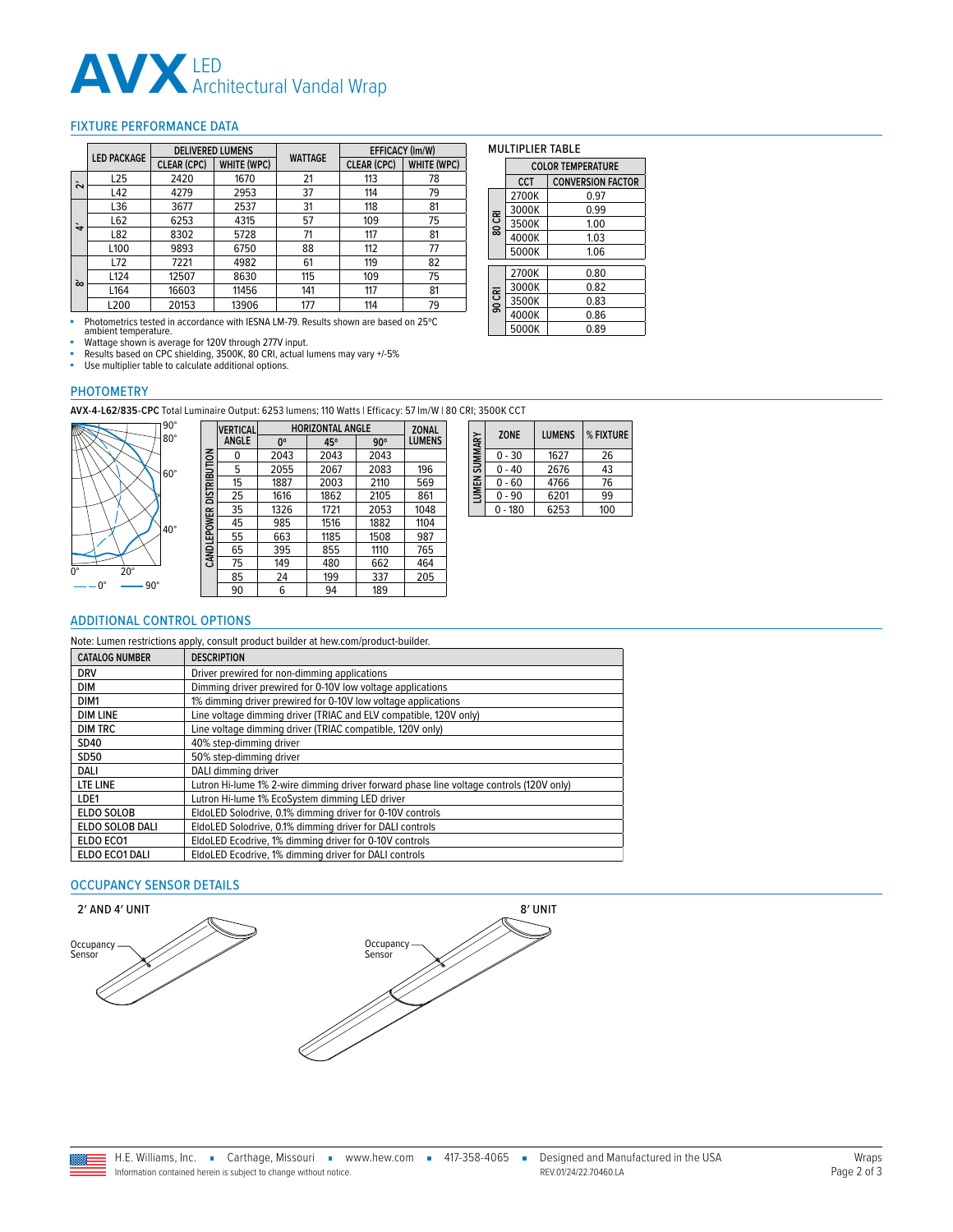# AVX LED Architectural Vandal Wrap

## FIXTURE PERFORMANCE DATA

| | LED PACKAGE | DELIVERED LUMENS | | WATTAGE | EFFICACY (lm/W) | |
|---|---|---|---|---|---|---|
| | | CLEAR (CPC) | WHITE (WPC) | | CLEAR (CPC) | WHITE (WPC) |
| 2' | L25 | 2420 | 1670 | 21 | 113 | 78 |
| 2' | L42 | 4279 | 2953 | 37 | 114 | 79 |
| 4' | L36 | 3677 | 2537 | 31 | 118 | 81 |
| 4' | L62 | 6253 | 4315 | 57 | 109 | 75 |
| 4' | L82 | 8302 | 5728 | 71 | 117 | 81 |
| 4' | L100 | 9893 | 6750 | 88 | 112 | 77 |
| 8' | L72 | 7221 | 4982 | 61 | 119 | 82 |
| 8' | L124 | 12507 | 8630 | 115 | 109 | 75 |
| 8' | L164 | 16603 | 11456 | 141 | 117 | 81 |
| 8' | L200 | 20153 | 13906 | 177 | 114 | 79 |

- Photometrics tested in accordance with IESNA LM-79. Results shown are based on 25ºC ambient temperature.
- Wattage shown is average for 120V through 277V input.
- Results based on CPC shielding, 3500K, 80 CRI, actual lumens may vary +/-5%
- Use multiplier table to calculate additional options.

### MULTIPLIER TABLE

| | COLOR TEMPERATURE | |
|---|---|---|
| | CCT | CONVERSION FACTOR |
| 80 CRI | 2700K | 0.97 |
| 80 CRI | 3000K | 0.99 |
| 80 CRI | 3500K | 1.00 |
| 80 CRI | 4000K | 1.03 |
| 80 CRI | 5000K | 1.06 |
| 90 CRI | 2700K | 0.80 |
| 90 CRI | 3000K | 0.82 |
| 90 CRI | 3500K | 0.83 |
| 90 CRI | 4000K | 0.86 |
| 90 CRI | 5000K | 0.89 |

## PHOTOMETRY

**AVX-4-L62/835-CPC** Total Luminaire Output: 6253 lumens; 110 Watts | Efficacy: 57 lm/W | 80 CRI; 3500K CCT

— — 0°  —— 90°

**CANDLEPOWER DISTRIBUTION**

| VERTICAL ANGLE | HORIZONTAL ANGLE 0° | 45° | 90° | ZONAL LUMENS |
|---|---|---|---|---|
| 0 | 2043 | 2043 | 2043 | |
| 5 | 2055 | 2067 | 2083 | 196 |
| 15 | 1887 | 2003 | 2110 | 569 |
| 25 | 1616 | 1862 | 2105 | 861 |
| 35 | 1326 | 1721 | 2053 | 1048 |
| 45 | 985 | 1516 | 1882 | 1104 |
| 55 | 663 | 1185 | 1508 | 987 |
| 65 | 395 | 855 | 1110 | 765 |
| 75 | 149 | 480 | 662 | 464 |
| 85 | 24 | 199 | 337 | 205 |
| 90 | 6 | 94 | 189 | |

**LUMEN SUMMARY**

| ZONE | LUMENS | % FIXTURE |
|---|---|---|
| 0 - 30 | 1627 | 26 |
| 0 - 40 | 2676 | 43 |
| 0 - 60 | 4766 | 76 |
| 0 - 90 | 6201 | 99 |
| 0 - 180 | 6253 | 100 |

## ADDITIONAL CONTROL OPTIONS

Note: Lumen restrictions apply, consult product builder at hew.com/product-builder.

| CATALOG NUMBER | DESCRIPTION |
|---|---|
| DRV | Driver prewired for non-dimming applications |
| DIM | Dimming driver prewired for 0-10V low voltage applications |
| DIM1 | 1% dimming driver prewired for 0-10V low voltage applications |
| DIM LINE | Line voltage dimming driver (TRIAC and ELV compatible, 120V only) |
| DIM TRC | Line voltage dimming driver (TRIAC compatible, 120V only) |
| SD40 | 40% step-dimming driver |
| SD50 | 50% step-dimming driver |
| DALI | DALI dimming driver |
| LTE LINE | Lutron Hi-lume 1% 2-wire dimming driver forward phase line voltage controls (120V only) |
| LDE1 | Lutron Hi-lume 1% EcoSystem dimming LED driver |
| ELDO SOLOB | EldoLED Solodrive, 0.1% dimming driver for 0-10V controls |
| ELDO SOLOB DALI | EldoLED Solodrive, 0.1% dimming driver for DALI controls |
| ELDO ECO1 | EldoLED Ecodrive, 1% dimming driver for 0-10V controls |
| ELDO ECO1 DALI | EldoLED Ecodrive, 1% dimming driver for DALI controls |

## OCCUPANCY SENSOR DETAILS

**2' AND 4' UNIT**

Occupancy Sensor

**8' UNIT**

Occupancy Sensor

H.E. Williams, Inc. ▪ Carthage, Missouri ▪ www.hew.com ▪ 417-358-4065 ▪ Designed and Manufactured in the USA
Information contained herein is subject to change without notice. REV.01/24/22.70460.LA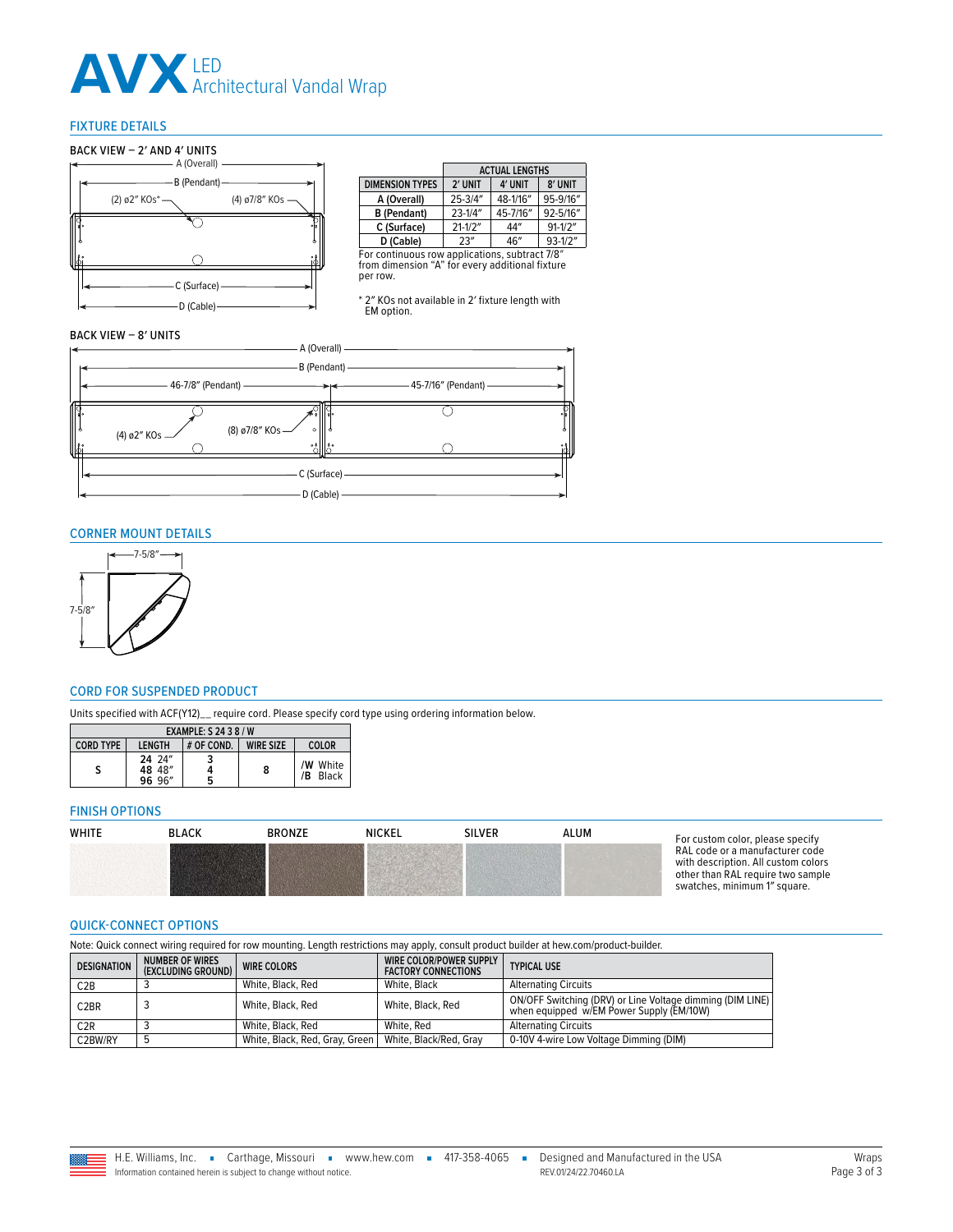# AVX LED Architectural Vandal Wrap

## FIXTURE DETAILS

BACK VIEW – 2' AND 4' UNITS

A (Overall)
B (Pendant)
(2) ø2" KOs*
(4) ø7/8" KOs
C (Surface)
D (Cable)

| | ACTUAL LENGTHS | | |
|---|---|---|---|
| DIMENSION TYPES | 2' UNIT | 4' UNIT | 8' UNIT |
| A (Overall) | 25-3/4" | 48-1/16" | 95-9/16" |
| B (Pendant) | 23-1/4" | 45-7/16" | 92-5/16" |
| C (Surface) | 21-1/2" | 44" | 91-1/2" |
| D (Cable) | 23" | 46" | 93-1/2" |

For continuous row applications, subtract 7/8" from dimension "A" for every additional fixture per row.

* 2" KOs not available in 2' fixture length with EM option.

BACK VIEW – 8' UNITS

A (Overall)
B (Pendant)
46-7/8" (Pendant)
45-7/16" (Pendant)
(4) ø2" KOs
(8) ø7/8" KOs
C (Surface)
D (Cable)

## CORNER MOUNT DETAILS

7-5/8"
7-5/8"

## CORD FOR SUSPENDED PRODUCT

Units specified with ACF(Y12)__ require cord. Please specify cord type using ordering information below.

| EXAMPLE: S 24 3 8 / W | | | | |
|---|---|---|---|---|
| CORD TYPE | LENGTH | # OF COND. | WIRE SIZE | COLOR |
| S | 24 24"<br>48 48"<br>96 96" | 3<br>4<br>5 | 8 | /W White<br>/B Black |

## FINISH OPTIONS

WHITE BLACK BRONZE NICKEL SILVER ALUM

For custom color, please specify RAL code or a manufacturer code with description. All custom colors other than RAL require two sample swatches, minimum 1" square.

## QUICK-CONNECT OPTIONS

Note: Quick connect wiring required for row mounting. Length restrictions may apply, consult product builder at hew.com/product-builder.

| DESIGNATION | NUMBER OF WIRES (EXCLUDING GROUND) | WIRE COLORS | WIRE COLOR/POWER SUPPLY FACTORY CONNECTIONS | TYPICAL USE |
|---|---|---|---|---|
| C2B | 3 | White, Black, Red | White, Black | Alternating Circuits |
| C2BR | 3 | White, Black, Red | White, Black, Red | ON/OFF Switching (DRV) or Line Voltage dimming (DIM LINE) when equipped w/EM Power Supply (EM/10W) |
| C2R | 3 | White, Black, Red | White, Red | Alternating Circuits |
| C2BW/RY | 5 | White, Black, Red, Gray, Green | White, Black/Red, Gray | 0-10V 4-wire Low Voltage Dimming (DIM) |

H.E. Williams, Inc. ▪ Carthage, Missouri ▪ www.hew.com ▪ 417-358-4065 ▪ Designed and Manufactured in the USA
Information contained herein is subject to change without notice. REV.01/24/22.70460.LA